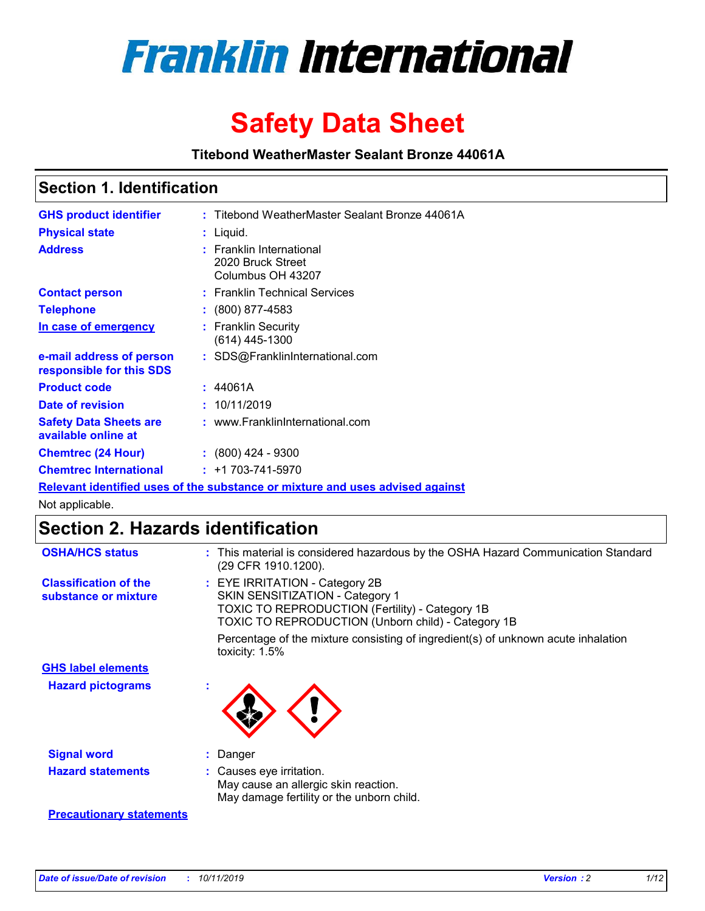# Franklin International

# Safety Data Sheet

**Titebond WeatherMaster Sealant Bronze 44061A**

## Section 1. Identification

| | | |
|---|---|---|
| **GHS product identifier** | : | Titebond WeatherMaster Sealant Bronze 44061A |
| **Physical state** | : | Liquid. |
| **Address** | : | Franklin International<br>2020 Bruck Street<br>Columbus OH 43207 |
| **Contact person** | : | Franklin Technical Services |
| **Telephone** | : | (800) 877-4583 |
| **In case of emergency** | : | Franklin Security<br>(614) 445-1300 |
| **e-mail address of person responsible for this SDS** | : | SDS@FranklinInternational.com |
| **Product code** | : | 44061A |
| **Date of revision** | : | 10/11/2019 |
| **Safety Data Sheets are available online at** | : | www.FranklinInternational.com |
| **Chemtrec (24 Hour)** | : | (800) 424 - 9300 |
| **Chemtrec International** | : | +1 703-741-5970 |

**Relevant identified uses of the substance or mixture and uses advised against**

Not applicable.

## Section 2. Hazards identification

**OSHA/HCS status** : This material is considered hazardous by the OSHA Hazard Communication Standard (29 CFR 1910.1200).

**Classification of the substance or mixture** : EYE IRRITATION - Category 2B
SKIN SENSITIZATION - Category 1
TOXIC TO REPRODUCTION (Fertility) - Category 1B
TOXIC TO REPRODUCTION (Unborn child) - Category 1B

Percentage of the mixture consisting of ingredient(s) of unknown acute inhalation toxicity: 1.5%

**GHS label elements**

**Hazard pictograms** :

**Signal word** : Danger

**Hazard statements** : Causes eye irritation.
May cause an allergic skin reaction.
May damage fertility or the unborn child.

**Precautionary statements**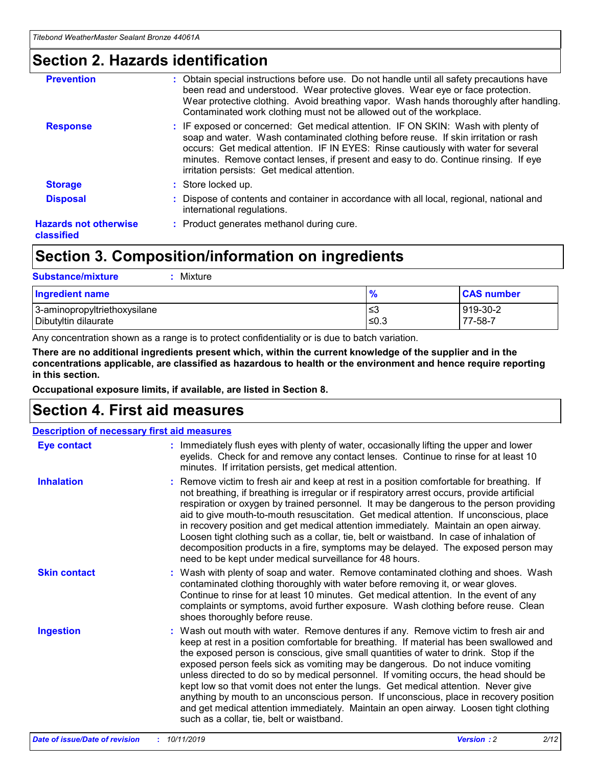## Section 2. Hazards identification

**Prevention** : Obtain special instructions before use. Do not handle until all safety precautions have been read and understood. Wear protective gloves. Wear eye or face protection. Wear protective clothing. Avoid breathing vapor. Wash hands thoroughly after handling. Contaminated work clothing must not be allowed out of the workplace.

**Response** : IF exposed or concerned: Get medical attention. IF ON SKIN: Wash with plenty of soap and water. Wash contaminated clothing before reuse. If skin irritation or rash occurs: Get medical attention. IF IN EYES: Rinse cautiously with water for several minutes. Remove contact lenses, if present and easy to do. Continue rinsing. If eye irritation persists: Get medical attention.

**Storage** : Store locked up.

**Disposal** : Dispose of contents and container in accordance with all local, regional, national and international regulations.

**Hazards not otherwise classified** : Product generates methanol during cure.

## Section 3. Composition/information on ingredients

**Substance/mixture** : Mixture

| Ingredient name | % | CAS number |
| --- | --- | --- |
| 3-aminopropyltriethoxysilane | ≤3 | 919-30-2 |
| Dibutyltin dilaurate | ≤0.3 | 77-58-7 |

Any concentration shown as a range is to protect confidentiality or is due to batch variation.

**There are no additional ingredients present which, within the current knowledge of the supplier and in the concentrations applicable, are classified as hazardous to health or the environment and hence require reporting in this section.**

**Occupational exposure limits, if available, are listed in Section 8.**

## Section 4. First aid measures

### Description of necessary first aid measures

**Eye contact** : Immediately flush eyes with plenty of water, occasionally lifting the upper and lower eyelids. Check for and remove any contact lenses. Continue to rinse for at least 10 minutes. If irritation persists, get medical attention.

**Inhalation** : Remove victim to fresh air and keep at rest in a position comfortable for breathing. If not breathing, if breathing is irregular or if respiratory arrest occurs, provide artificial respiration or oxygen by trained personnel. It may be dangerous to the person providing aid to give mouth-to-mouth resuscitation. Get medical attention. If unconscious, place in recovery position and get medical attention immediately. Maintain an open airway. Loosen tight clothing such as a collar, tie, belt or waistband. In case of inhalation of decomposition products in a fire, symptoms may be delayed. The exposed person may need to be kept under medical surveillance for 48 hours.

**Skin contact** : Wash with plenty of soap and water. Remove contaminated clothing and shoes. Wash contaminated clothing thoroughly with water before removing it, or wear gloves. Continue to rinse for at least 10 minutes. Get medical attention. In the event of any complaints or symptoms, avoid further exposure. Wash clothing before reuse. Clean shoes thoroughly before reuse.

**Ingestion** : Wash out mouth with water. Remove dentures if any. Remove victim to fresh air and keep at rest in a position comfortable for breathing. If material has been swallowed and the exposed person is conscious, give small quantities of water to drink. Stop if the exposed person feels sick as vomiting may be dangerous. Do not induce vomiting unless directed to do so by medical personnel. If vomiting occurs, the head should be kept low so that vomit does not enter the lungs. Get medical attention. Never give anything by mouth to an unconscious person. If unconscious, place in recovery position and get medical attention immediately. Maintain an open airway. Loosen tight clothing such as a collar, tie, belt or waistband.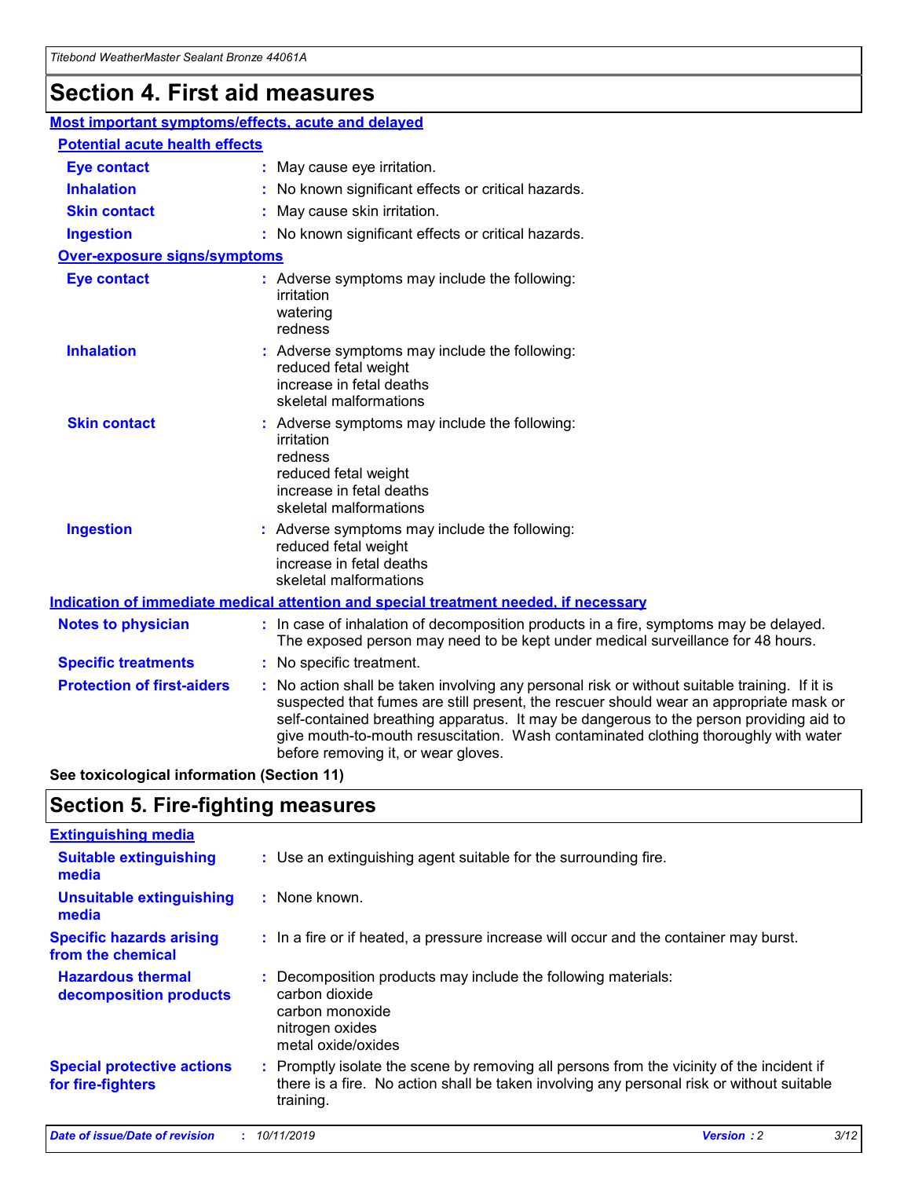# Section 4. First aid measures

## Most important symptoms/effects, acute and delayed

### Potential acute health effects

| | |
|---|---|
| **Eye contact** | May cause eye irritation. |
| **Inhalation** | No known significant effects or critical hazards. |
| **Skin contact** | May cause skin irritation. |
| **Ingestion** | No known significant effects or critical hazards. |

### Over-exposure signs/symptoms

| | |
|---|---|
| **Eye contact** | Adverse symptoms may include the following: irritation, watering, redness |
| **Inhalation** | Adverse symptoms may include the following: reduced fetal weight, increase in fetal deaths, skeletal malformations |
| **Skin contact** | Adverse symptoms may include the following: irritation, redness, reduced fetal weight, increase in fetal deaths, skeletal malformations |
| **Ingestion** | Adverse symptoms may include the following: reduced fetal weight, increase in fetal deaths, skeletal malformations |

## Indication of immediate medical attention and special treatment needed, if necessary

| | |
|---|---|
| **Notes to physician** | In case of inhalation of decomposition products in a fire, symptoms may be delayed. The exposed person may need to be kept under medical surveillance for 48 hours. |
| **Specific treatments** | No specific treatment. |
| **Protection of first-aiders** | No action shall be taken involving any personal risk or without suitable training. If it is suspected that fumes are still present, the rescuer should wear an appropriate mask or self-contained breathing apparatus. It may be dangerous to the person providing aid to give mouth-to-mouth resuscitation. Wash contaminated clothing thoroughly with water before removing it, or wear gloves. |

**See toxicological information (Section 11)**

# Section 5. Fire-fighting measures

## Extinguishing media

| | |
|---|---|
| **Suitable extinguishing media** | Use an extinguishing agent suitable for the surrounding fire. |
| **Unsuitable extinguishing media** | None known. |
| **Specific hazards arising from the chemical** | In a fire or if heated, a pressure increase will occur and the container may burst. |
| **Hazardous thermal decomposition products** | Decomposition products may include the following materials: carbon dioxide, carbon monoxide, nitrogen oxides, metal oxide/oxides |
| **Special protective actions for fire-fighters** | Promptly isolate the scene by removing all persons from the vicinity of the incident if there is a fire. No action shall be taken involving any personal risk or without suitable training. |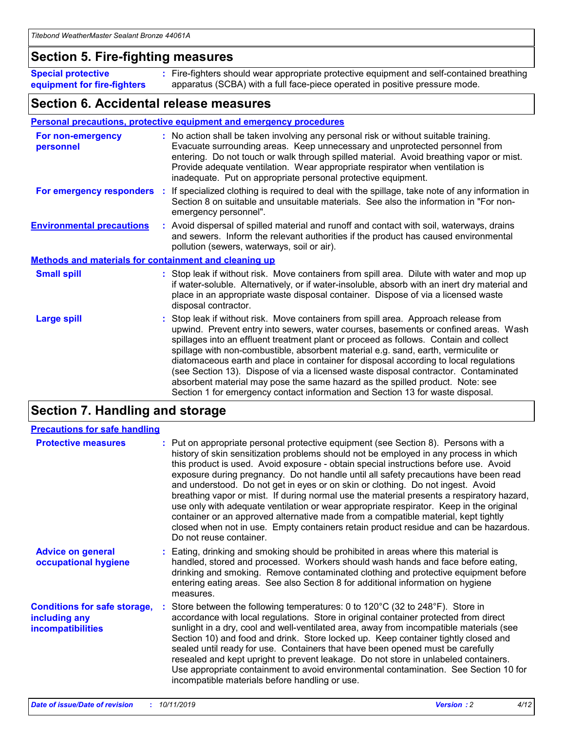## Section 5. Fire-fighting measures

**Special protective equipment for fire-fighters** : Fire-fighters should wear appropriate protective equipment and self-contained breathing apparatus (SCBA) with a full face-piece operated in positive pressure mode.

## Section 6. Accidental release measures

### Personal precautions, protective equipment and emergency procedures

**For non-emergency personnel** : No action shall be taken involving any personal risk or without suitable training. Evacuate surrounding areas. Keep unnecessary and unprotected personnel from entering. Do not touch or walk through spilled material. Avoid breathing vapor or mist. Provide adequate ventilation. Wear appropriate respirator when ventilation is inadequate. Put on appropriate personal protective equipment.

**For emergency responders** : If specialized clothing is required to deal with the spillage, take note of any information in Section 8 on suitable and unsuitable materials. See also the information in "For non-emergency personnel".

**Environmental precautions** : Avoid dispersal of spilled material and runoff and contact with soil, waterways, drains and sewers. Inform the relevant authorities if the product has caused environmental pollution (sewers, waterways, soil or air).

### Methods and materials for containment and cleaning up

**Small spill** : Stop leak if without risk. Move containers from spill area. Dilute with water and mop up if water-soluble. Alternatively, or if water-insoluble, absorb with an inert dry material and place in an appropriate waste disposal container. Dispose of via a licensed waste disposal contractor.

**Large spill** : Stop leak if without risk. Move containers from spill area. Approach release from upwind. Prevent entry into sewers, water courses, basements or confined areas. Wash spillages into an effluent treatment plant or proceed as follows. Contain and collect spillage with non-combustible, absorbent material e.g. sand, earth, vermiculite or diatomaceous earth and place in container for disposal according to local regulations (see Section 13). Dispose of via a licensed waste disposal contractor. Contaminated absorbent material may pose the same hazard as the spilled product. Note: see Section 1 for emergency contact information and Section 13 for waste disposal.

## Section 7. Handling and storage

### Precautions for safe handling

**Protective measures** : Put on appropriate personal protective equipment (see Section 8). Persons with a history of skin sensitization problems should not be employed in any process in which this product is used. Avoid exposure - obtain special instructions before use. Avoid exposure during pregnancy. Do not handle until all safety precautions have been read and understood. Do not get in eyes or on skin or clothing. Do not ingest. Avoid breathing vapor or mist. If during normal use the material presents a respiratory hazard, use only with adequate ventilation or wear appropriate respirator. Keep in the original container or an approved alternative made from a compatible material, kept tightly closed when not in use. Empty containers retain product residue and can be hazardous. Do not reuse container.

**Advice on general occupational hygiene** : Eating, drinking and smoking should be prohibited in areas where this material is handled, stored and processed. Workers should wash hands and face before eating, drinking and smoking. Remove contaminated clothing and protective equipment before entering eating areas. See also Section 8 for additional information on hygiene measures.

**Conditions for safe storage, including any incompatibilities** : Store between the following temperatures: 0 to 120°C (32 to 248°F). Store in accordance with local regulations. Store in original container protected from direct sunlight in a dry, cool and well-ventilated area, away from incompatible materials (see Section 10) and food and drink. Store locked up. Keep container tightly closed and sealed until ready for use. Containers that have been opened must be carefully resealed and kept upright to prevent leakage. Do not store in unlabeled containers. Use appropriate containment to avoid environmental contamination. See Section 10 for incompatible materials before handling or use.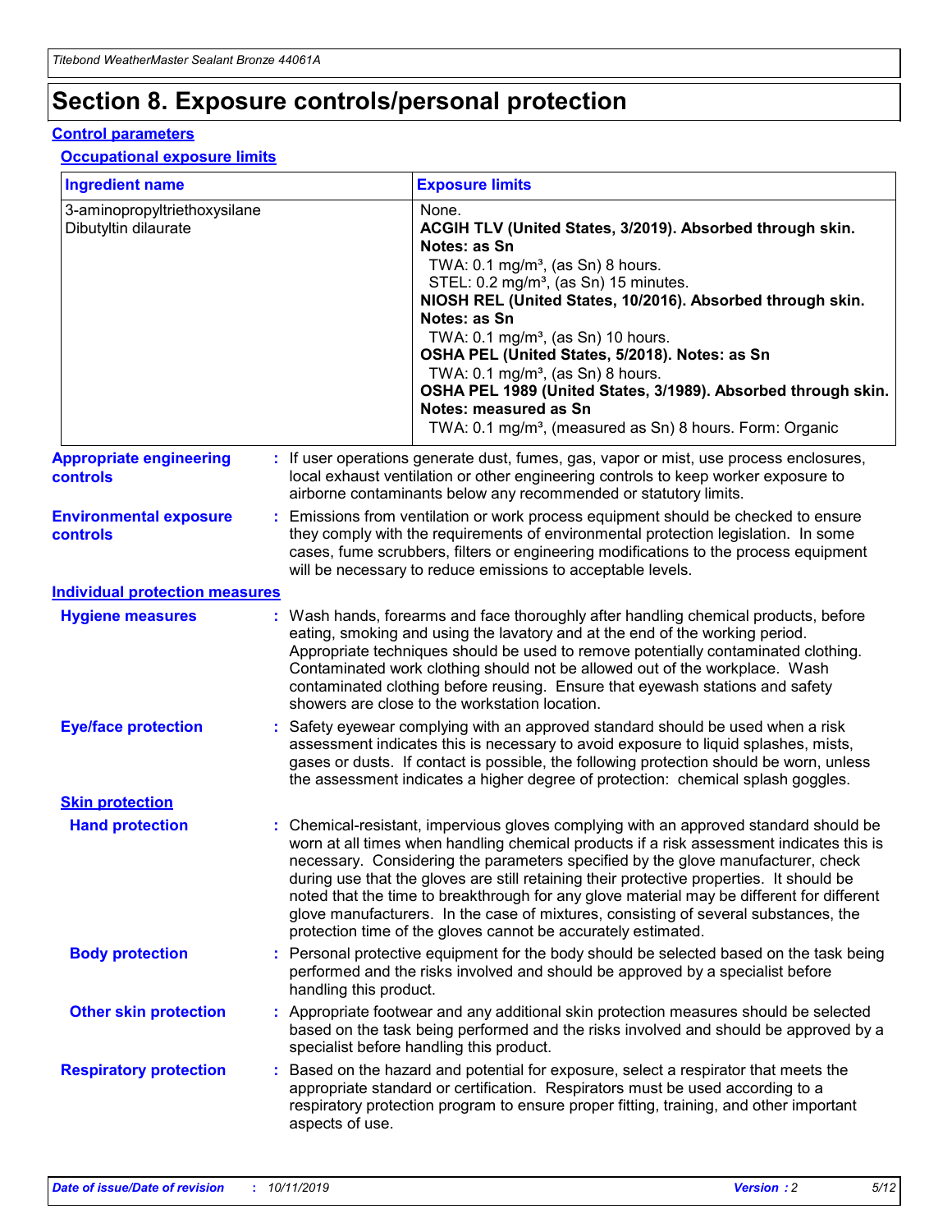# Section 8. Exposure controls/personal protection

## Control parameters

### Occupational exposure limits

| Ingredient name | Exposure limits |
|---|---|
| 3-aminopropyltriethoxysilane<br>Dibutyltin dilaurate | None.<br>**ACGIH TLV (United States, 3/2019). Absorbed through skin. Notes: as Sn**<br>TWA: 0.1 mg/m³, (as Sn) 8 hours.<br>STEL: 0.2 mg/m³, (as Sn) 15 minutes.<br>**NIOSH REL (United States, 10/2016). Absorbed through skin. Notes: as Sn**<br>TWA: 0.1 mg/m³, (as Sn) 10 hours.<br>**OSHA PEL (United States, 5/2018). Notes: as Sn**<br>TWA: 0.1 mg/m³, (as Sn) 8 hours.<br>**OSHA PEL 1989 (United States, 3/1989). Absorbed through skin. Notes: measured as Sn**<br>TWA: 0.1 mg/m³, (measured as Sn) 8 hours. Form: Organic |

**Appropriate engineering controls** : If user operations generate dust, fumes, gas, vapor or mist, use process enclosures, local exhaust ventilation or other engineering controls to keep worker exposure to airborne contaminants below any recommended or statutory limits.

**Environmental exposure controls** : Emissions from ventilation or work process equipment should be checked to ensure they comply with the requirements of environmental protection legislation. In some cases, fume scrubbers, filters or engineering modifications to the process equipment will be necessary to reduce emissions to acceptable levels.

## Individual protection measures

**Hygiene measures** : Wash hands, forearms and face thoroughly after handling chemical products, before eating, smoking and using the lavatory and at the end of the working period. Appropriate techniques should be used to remove potentially contaminated clothing. Contaminated work clothing should not be allowed out of the workplace. Wash contaminated clothing before reusing. Ensure that eyewash stations and safety showers are close to the workstation location.

**Eye/face protection** : Safety eyewear complying with an approved standard should be used when a risk assessment indicates this is necessary to avoid exposure to liquid splashes, mists, gases or dusts. If contact is possible, the following protection should be worn, unless the assessment indicates a higher degree of protection: chemical splash goggles.

### Skin protection

**Hand protection** : Chemical-resistant, impervious gloves complying with an approved standard should be worn at all times when handling chemical products if a risk assessment indicates this is necessary. Considering the parameters specified by the glove manufacturer, check during use that the gloves are still retaining their protective properties. It should be noted that the time to breakthrough for any glove material may be different for different glove manufacturers. In the case of mixtures, consisting of several substances, the protection time of the gloves cannot be accurately estimated.

**Body protection** : Personal protective equipment for the body should be selected based on the task being performed and the risks involved and should be approved by a specialist before handling this product.

**Other skin protection** : Appropriate footwear and any additional skin protection measures should be selected based on the task being performed and the risks involved and should be approved by a specialist before handling this product.

**Respiratory protection** : Based on the hazard and potential for exposure, select a respirator that meets the appropriate standard or certification. Respirators must be used according to a respiratory protection program to ensure proper fitting, training, and other important aspects of use.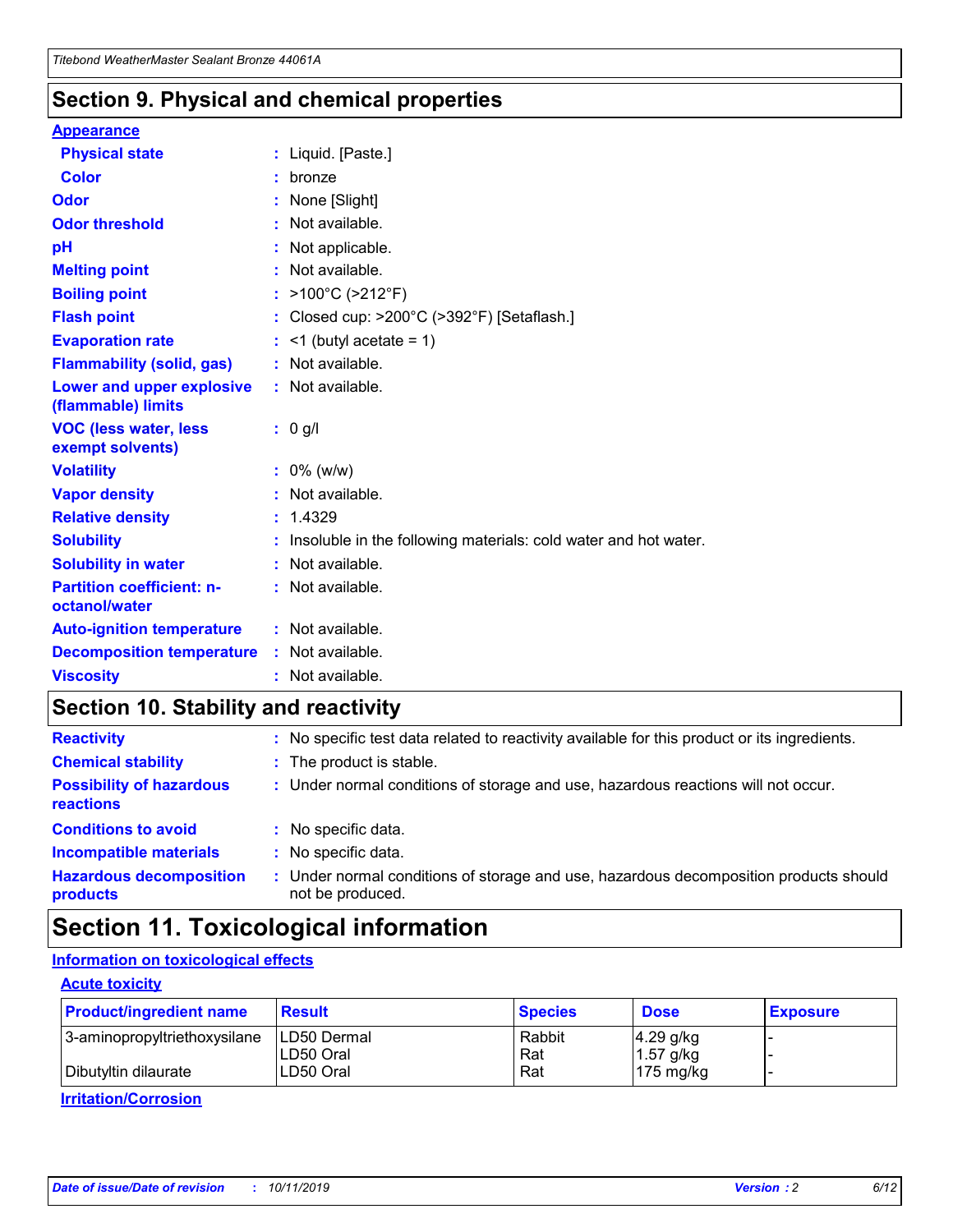## Section 9. Physical and chemical properties

### Appearance

| | |
|---|---|
| **Physical state** | : Liquid. [Paste.] |
| **Color** | : bronze |
| **Odor** | : None [Slight] |
| **Odor threshold** | : Not available. |
| **pH** | : Not applicable. |
| **Melting point** | : Not available. |
| **Boiling point** | : >100°C (>212°F) |
| **Flash point** | : Closed cup: >200°C (>392°F) [Setaflash.] |
| **Evaporation rate** | : <1 (butyl acetate = 1) |
| **Flammability (solid, gas)** | : Not available. |
| **Lower and upper explosive (flammable) limits** | : Not available. |
| **VOC (less water, less exempt solvents)** | : 0 g/l |
| **Volatility** | : 0% (w/w) |
| **Vapor density** | : Not available. |
| **Relative density** | : 1.4329 |
| **Solubility** | : Insoluble in the following materials: cold water and hot water. |
| **Solubility in water** | : Not available. |
| **Partition coefficient: n-octanol/water** | : Not available. |
| **Auto-ignition temperature** | : Not available. |
| **Decomposition temperature** | : Not available. |
| **Viscosity** | : Not available. |

## Section 10. Stability and reactivity

| | |
|---|---|
| **Reactivity** | : No specific test data related to reactivity available for this product or its ingredients. |
| **Chemical stability** | : The product is stable. |
| **Possibility of hazardous reactions** | : Under normal conditions of storage and use, hazardous reactions will not occur. |
| **Conditions to avoid** | : No specific data. |
| **Incompatible materials** | : No specific data. |
| **Hazardous decomposition products** | : Under normal conditions of storage and use, hazardous decomposition products should not be produced. |

## Section 11. Toxicological information

### Information on toxicological effects

#### Acute toxicity

| Product/ingredient name | Result | Species | Dose | Exposure |
|---|---|---|---|---|
| 3-aminopropyltriethoxysilane | LD50 Dermal | Rabbit | 4.29 g/kg | - |
| | LD50 Oral | Rat | 1.57 g/kg | - |
| Dibutyltin dilaurate | LD50 Oral | Rat | 175 mg/kg | - |

#### Irritation/Corrosion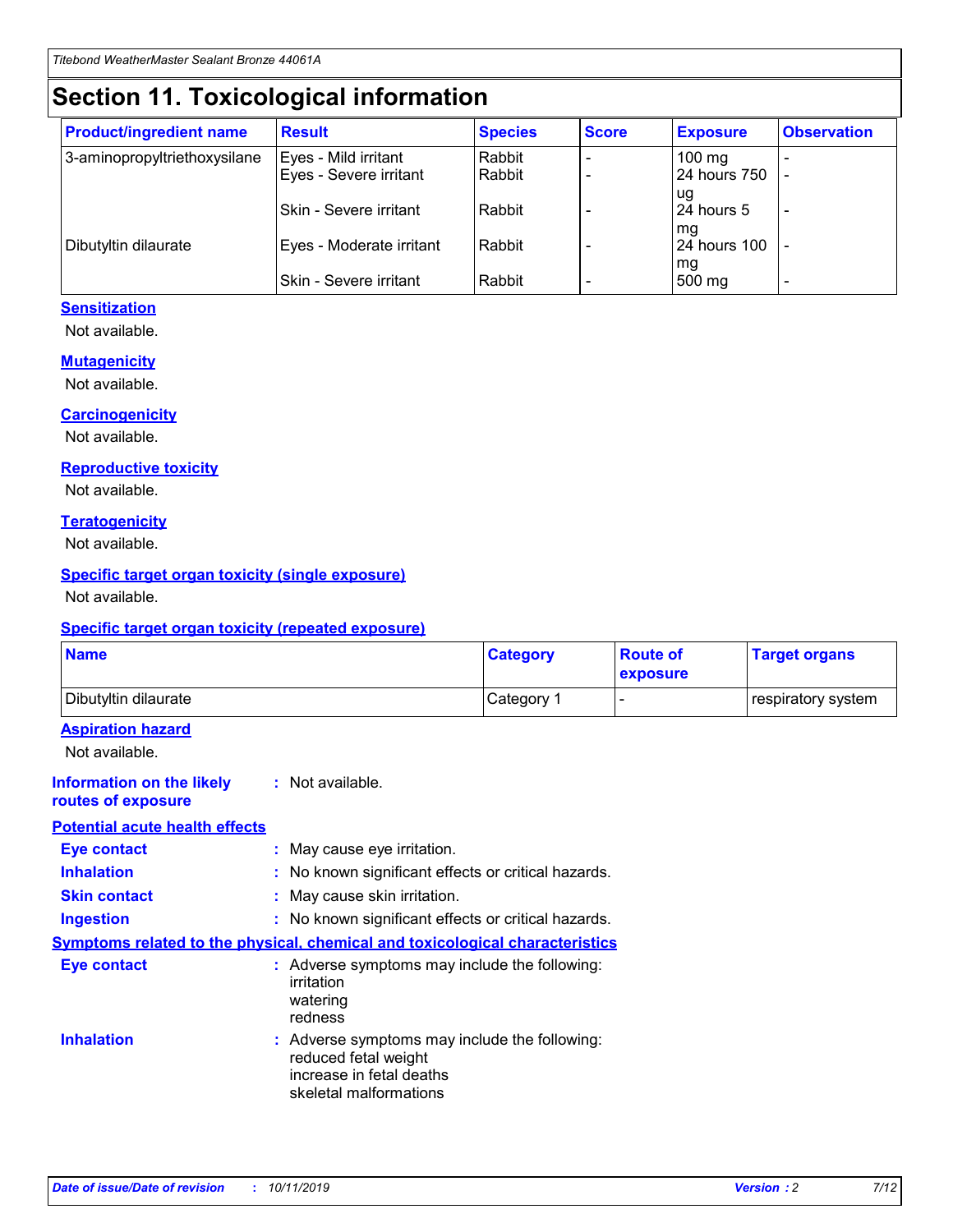# Section 11. Toxicological information

| Product/ingredient name | Result | Species | Score | Exposure | Observation |
|---|---|---|---|---|---|
| 3-aminopropyltriethoxysilane | Eyes - Mild irritant | Rabbit | - | 100 mg | - |
| | Eyes - Severe irritant | Rabbit | - | 24 hours 750 ug | - |
| | Skin - Severe irritant | Rabbit | - | 24 hours 5 mg | - |
| Dibutyltin dilaurate | Eyes - Moderate irritant | Rabbit | - | 24 hours 100 mg | - |
| | Skin - Severe irritant | Rabbit | - | 500 mg | - |

### Sensitization

Not available.

### Mutagenicity

Not available.

### Carcinogenicity

Not available.

### Reproductive toxicity

Not available.

### Teratogenicity

Not available.

### Specific target organ toxicity (single exposure)

Not available.

### Specific target organ toxicity (repeated exposure)

| Name | Category | Route of exposure | Target organs |
|---|---|---|---|
| Dibutyltin dilaurate | Category 1 | - | respiratory system |

### Aspiration hazard

Not available.

**Information on the likely routes of exposure** : Not available.

### Potential acute health effects

**Eye contact** : May cause eye irritation.

**Inhalation** : No known significant effects or critical hazards.

**Skin contact** : May cause skin irritation.

**Ingestion** : No known significant effects or critical hazards.

### Symptoms related to the physical, chemical and toxicological characteristics

**Eye contact** : Adverse symptoms may include the following:
irritation
watering
redness

**Inhalation** : Adverse symptoms may include the following:
reduced fetal weight
increase in fetal deaths
skeletal malformations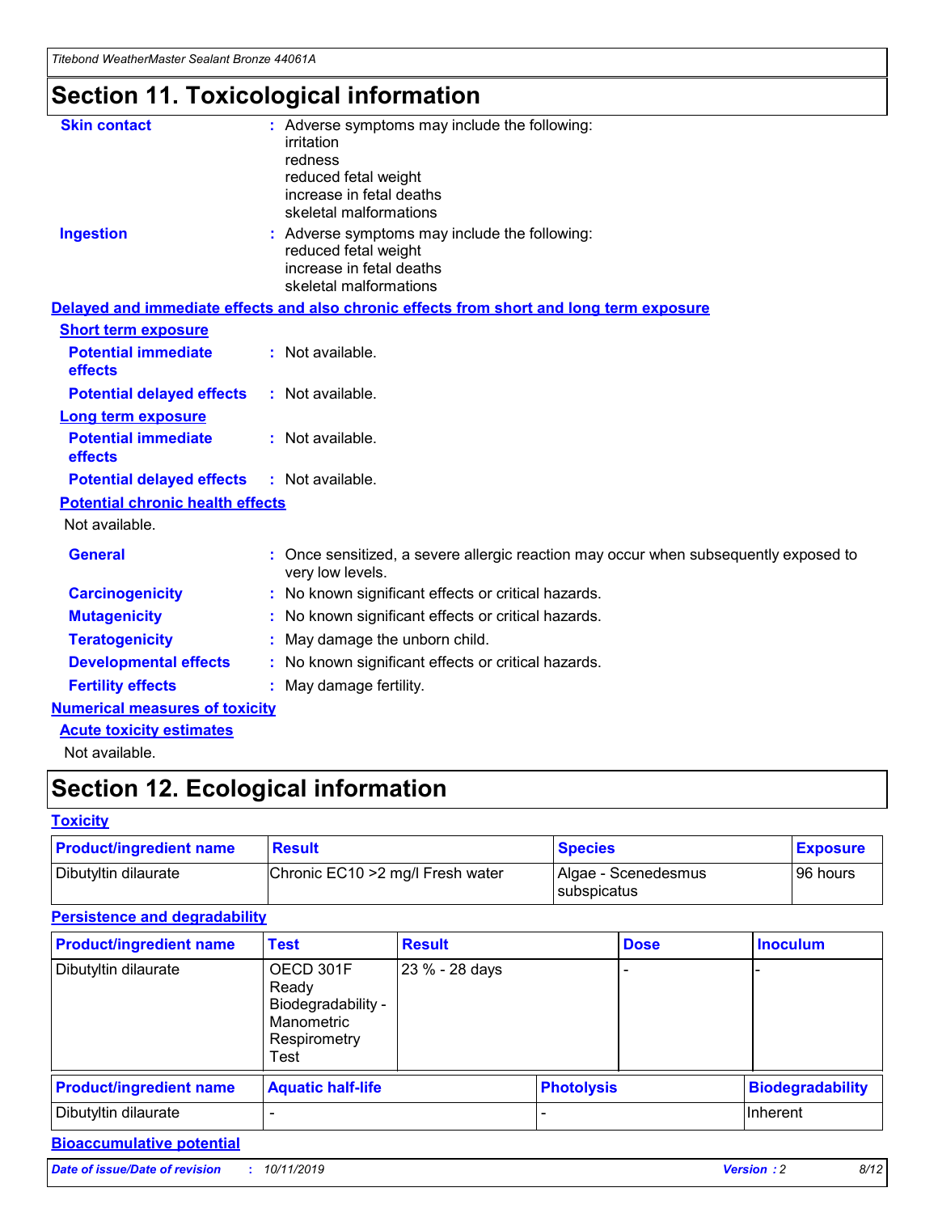# Section 11. Toxicological information

**Skin contact** : Adverse symptoms may include the following:
irritation
redness
reduced fetal weight
increase in fetal deaths
skeletal malformations

**Ingestion** : Adverse symptoms may include the following:
reduced fetal weight
increase in fetal deaths
skeletal malformations

**Delayed and immediate effects and also chronic effects from short and long term exposure**

**Short term exposure**

**Potential immediate effects** : Not available.

**Potential delayed effects** : Not available.

**Long term exposure**

**Potential immediate effects** : Not available.

**Potential delayed effects** : Not available.

**Potential chronic health effects**

Not available.

**General** : Once sensitized, a severe allergic reaction may occur when subsequently exposed to very low levels.

**Carcinogenicity** : No known significant effects or critical hazards.

**Mutagenicity** : No known significant effects or critical hazards.

**Teratogenicity** : May damage the unborn child.

**Developmental effects** : No known significant effects or critical hazards.

**Fertility effects** : May damage fertility.

**Numerical measures of toxicity**

**Acute toxicity estimates**

Not available.

# Section 12. Ecological information

**Toxicity**

| Product/ingredient name | Result | Species | Exposure |
|---|---|---|---|
| Dibutyltin dilaurate | Chronic EC10 >2 mg/l Fresh water | Algae - Scenedesmus subspicatus | 96 hours |

**Persistence and degradability**

| Product/ingredient name | Test | Result | Dose | Inoculum |
|---|---|---|---|---|
| Dibutyltin dilaurate | OECD 301F Ready Biodegradability - Manometric Respirometry Test | 23 % - 28 days | - | - |

| Product/ingredient name | Aquatic half-life | Photolysis | Biodegradability |
|---|---|---|---|
| Dibutyltin dilaurate | - | - | Inherent |

**Bioaccumulative potential**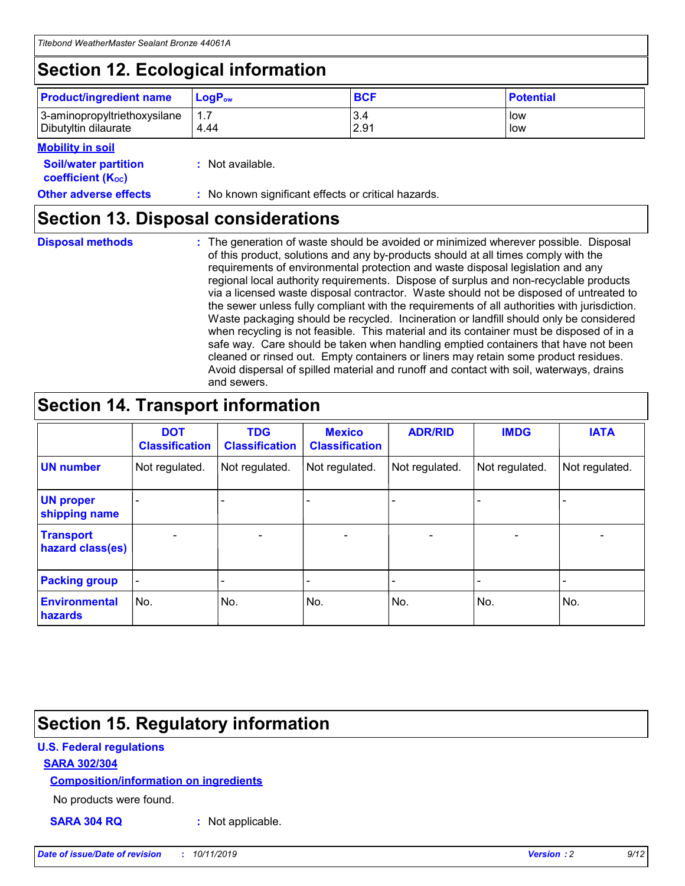## Section 12. Ecological information

| Product/ingredient name | $LogP_{ow}$ | BCF | Potential |
|---|---|---|---|
| 3-aminopropyltriethoxysilane | 1.7 | 3.4 | low |
| Dibutyltin dilaurate | 4.44 | 2.91 | low |

**Mobility in soil**

**Soil/water partition coefficient ($K_{OC}$)** : Not available.

**Other adverse effects** : No known significant effects or critical hazards.

## Section 13. Disposal considerations

**Disposal methods** : The generation of waste should be avoided or minimized wherever possible. Disposal of this product, solutions and any by-products should at all times comply with the requirements of environmental protection and waste disposal legislation and any regional local authority requirements. Dispose of surplus and non-recyclable products via a licensed waste disposal contractor. Waste should not be disposed of untreated to the sewer unless fully compliant with the requirements of all authorities with jurisdiction. Waste packaging should be recycled. Incineration or landfill should only be considered when recycling is not feasible. This material and its container must be disposed of in a safe way. Care should be taken when handling emptied containers that have not been cleaned or rinsed out. Empty containers or liners may retain some product residues. Avoid dispersal of spilled material and runoff and contact with soil, waterways, drains and sewers.

## Section 14. Transport information

| | DOT Classification | TDG Classification | Mexico Classification | ADR/RID | IMDG | IATA |
|---|---|---|---|---|---|---|
| UN number | Not regulated. | Not regulated. | Not regulated. | Not regulated. | Not regulated. | Not regulated. |
| UN proper shipping name | - | - | - | - | - | - |
| Transport hazard class(es) | - | - | - | - | - | - |
| Packing group | - | - | - | - | - | - |
| Environmental hazards | No. | No. | No. | No. | No. | No. |

## Section 15. Regulatory information

**U.S. Federal regulations**

**SARA 302/304**

**Composition/information on ingredients**

No products were found.

**SARA 304 RQ** : Not applicable.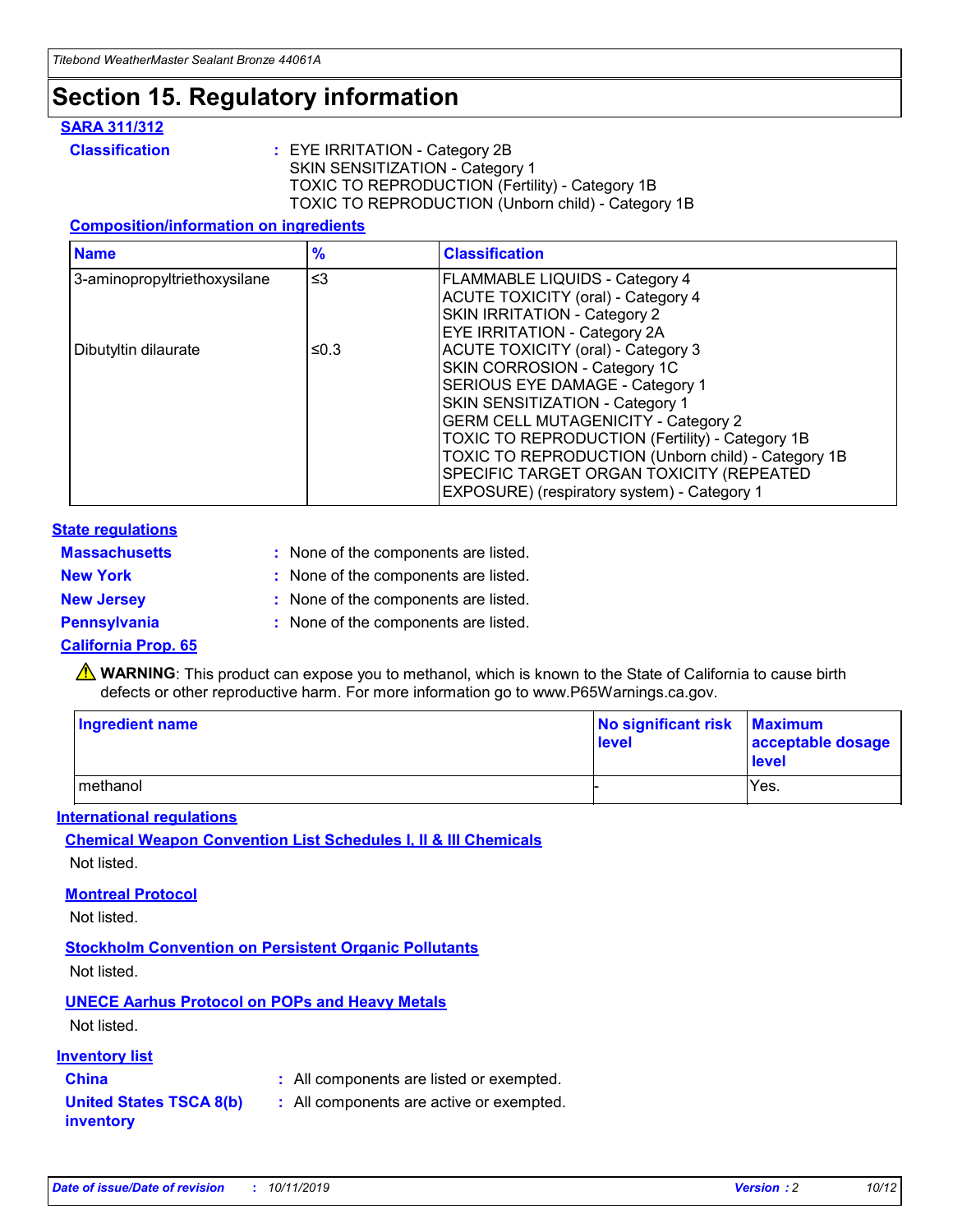# Section 15. Regulatory information

**SARA 311/312**

**Classification** : EYE IRRITATION - Category 2B
SKIN SENSITIZATION - Category 1
TOXIC TO REPRODUCTION (Fertility) - Category 1B
TOXIC TO REPRODUCTION (Unborn child) - Category 1B

**Composition/information on ingredients**

| Name | % | Classification |
|---|---|---|
| 3-aminopropyltriethoxysilane | ≤3 | FLAMMABLE LIQUIDS - Category 4<br>ACUTE TOXICITY (oral) - Category 4<br>SKIN IRRITATION - Category 2<br>EYE IRRITATION - Category 2A |
| Dibutyltin dilaurate | ≤0.3 | ACUTE TOXICITY (oral) - Category 3<br>SKIN CORROSION - Category 1C<br>SERIOUS EYE DAMAGE - Category 1<br>SKIN SENSITIZATION - Category 1<br>GERM CELL MUTAGENICITY - Category 2<br>TOXIC TO REPRODUCTION (Fertility) - Category 1B<br>TOXIC TO REPRODUCTION (Unborn child) - Category 1B<br>SPECIFIC TARGET ORGAN TOXICITY (REPEATED EXPOSURE) (respiratory system) - Category 1 |

**State regulations**

**Massachusetts** : None of the components are listed.

**New York** : None of the components are listed.

**New Jersey** : None of the components are listed.

**Pennsylvania** : None of the components are listed.

**California Prop. 65**

⚠ **WARNING**: This product can expose you to methanol, which is known to the State of California to cause birth defects or other reproductive harm. For more information go to www.P65Warnings.ca.gov.

| Ingredient name | No significant risk level | Maximum acceptable dosage level |
|---|---|---|
| methanol | - | Yes. |

**International regulations**

**Chemical Weapon Convention List Schedules I, II & III Chemicals**

Not listed.

**Montreal Protocol**

Not listed.

**Stockholm Convention on Persistent Organic Pollutants**

Not listed.

**UNECE Aarhus Protocol on POPs and Heavy Metals**

Not listed.

**Inventory list**

**China** : All components are listed or exempted.

**United States TSCA 8(b) inventory** : All components are active or exempted.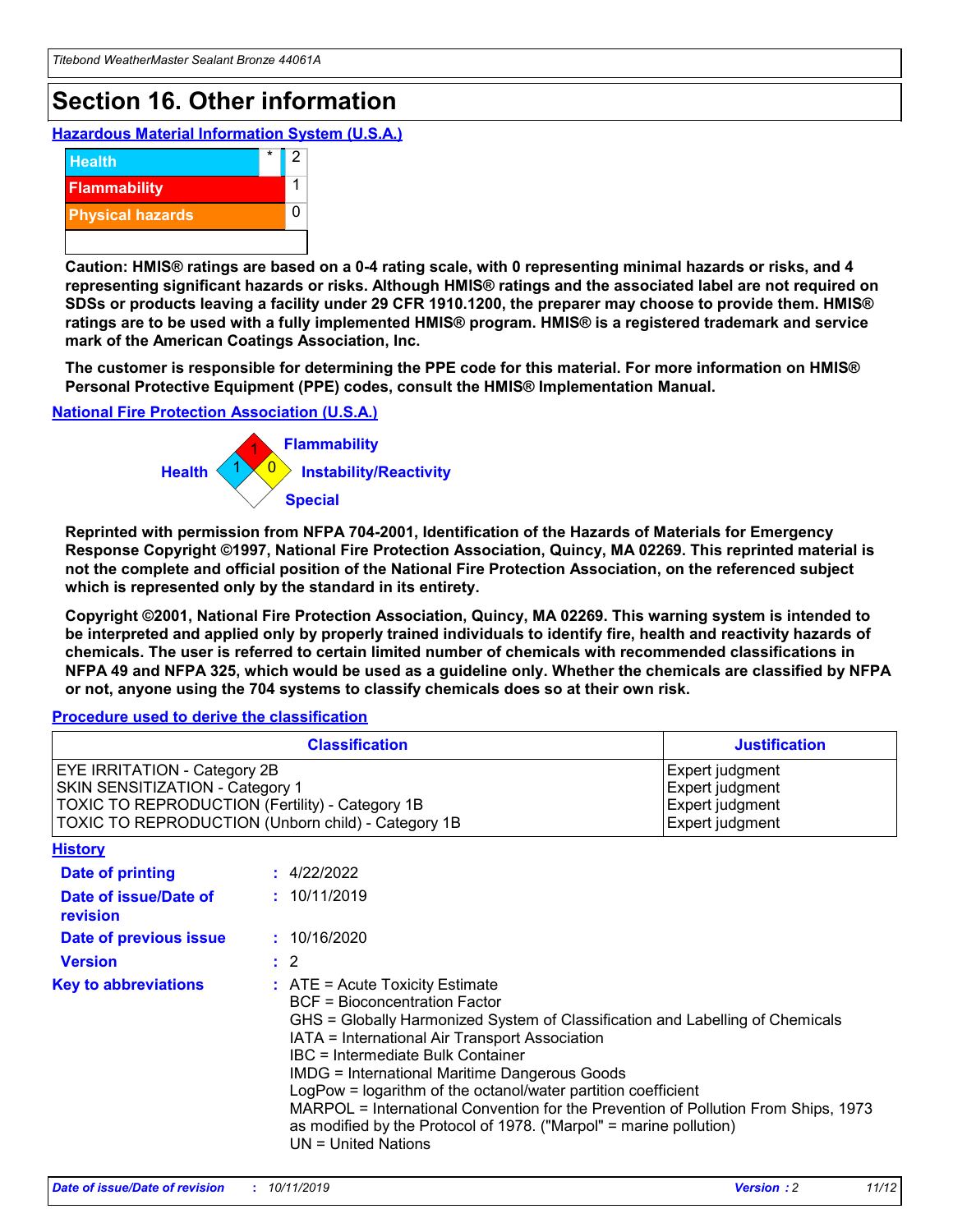# Section 16. Other information

### Hazardous Material Information System (U.S.A.)

| | | |
|---|---|---|
| Health | * | 2 |
| Flammability | | 1 |
| Physical hazards | | 0 |

**Caution: HMIS® ratings are based on a 0-4 rating scale, with 0 representing minimal hazards or risks, and 4 representing significant hazards or risks. Although HMIS® ratings and the associated label are not required on SDSs or products leaving a facility under 29 CFR 1910.1200, the preparer may choose to provide them. HMIS® ratings are to be used with a fully implemented HMIS® program. HMIS® is a registered trademark and service mark of the American Coatings Association, Inc.**

**The customer is responsible for determining the PPE code for this material. For more information on HMIS® Personal Protective Equipment (PPE) codes, consult the HMIS® Implementation Manual.**

### National Fire Protection Association (U.S.A.)

Health: 1
Flammability: 1
Instability/Reactivity: 0
Special:

**Reprinted with permission from NFPA 704-2001, Identification of the Hazards of Materials for Emergency Response Copyright ©1997, National Fire Protection Association, Quincy, MA 02269. This reprinted material is not the complete and official position of the National Fire Protection Association, on the referenced subject which is represented only by the standard in its entirety.**

**Copyright ©2001, National Fire Protection Association, Quincy, MA 02269. This warning system is intended to be interpreted and applied only by properly trained individuals to identify fire, health and reactivity hazards of chemicals. The user is referred to certain limited number of chemicals with recommended classifications in NFPA 49 and NFPA 325, which would be used as a guideline only. Whether the chemicals are classified by NFPA or not, anyone using the 704 systems to classify chemicals does so at their own risk.**

### Procedure used to derive the classification

| Classification | Justification |
|---|---|
| EYE IRRITATION - Category 2B | Expert judgment |
| SKIN SENSITIZATION - Category 1 | Expert judgment |
| TOXIC TO REPRODUCTION (Fertility) - Category 1B | Expert judgment |
| TOXIC TO REPRODUCTION (Unborn child) - Category 1B | Expert judgment |

### History

**Date of printing** : 4/22/2022

**Date of issue/Date of revision** : 10/11/2019

**Date of previous issue** : 10/16/2020

**Version** : 2

**Key to abbreviations** :
ATE = Acute Toxicity Estimate
BCF = Bioconcentration Factor
GHS = Globally Harmonized System of Classification and Labelling of Chemicals
IATA = International Air Transport Association
IBC = Intermediate Bulk Container
IMDG = International Maritime Dangerous Goods
LogPow = logarithm of the octanol/water partition coefficient
MARPOL = International Convention for the Prevention of Pollution From Ships, 1973 as modified by the Protocol of 1978. ("Marpol" = marine pollution)
UN = United Nations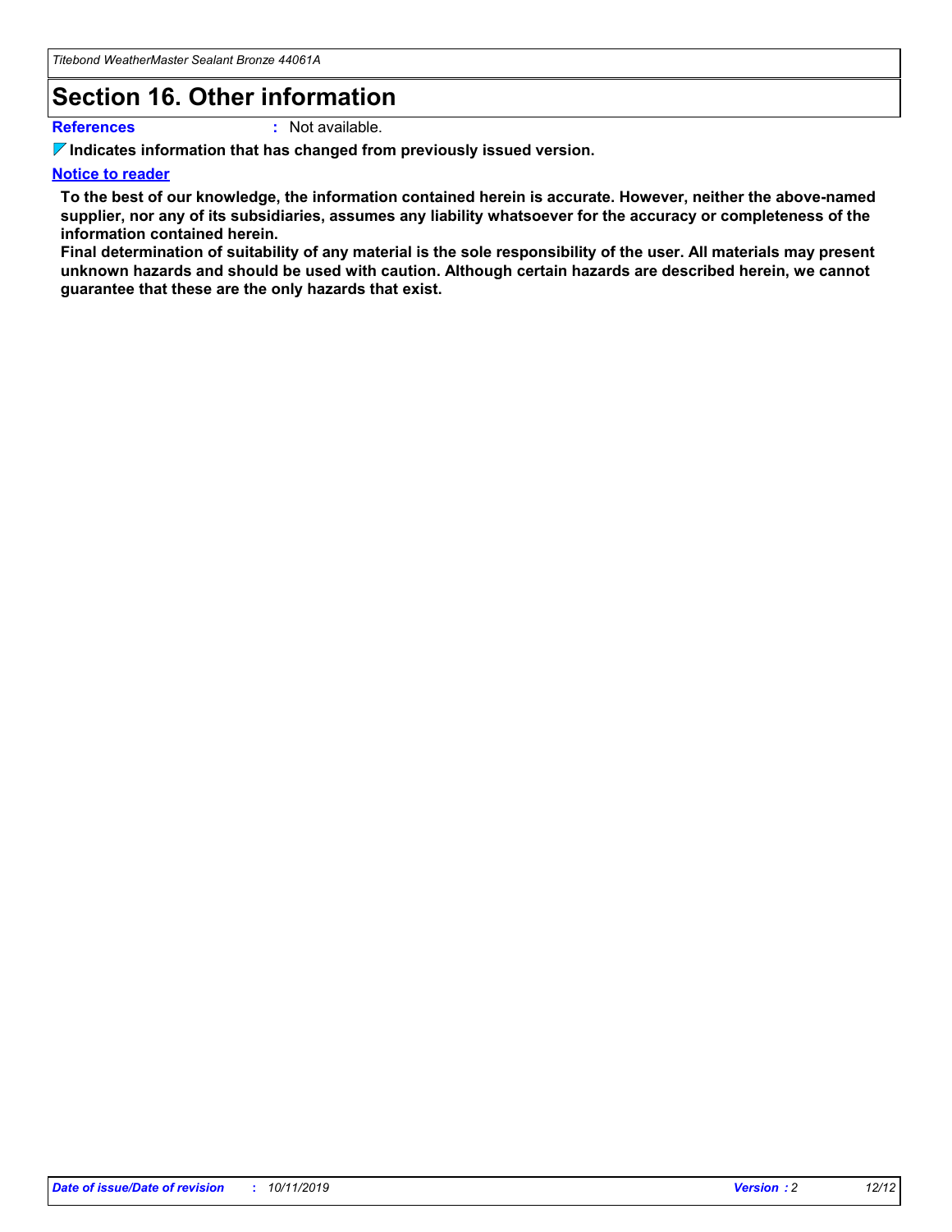# Section 16. Other information

**References** : Not available.

**Indicates information that has changed from previously issued version.**

**Notice to reader**

**To the best of our knowledge, the information contained herein is accurate. However, neither the above-named supplier, nor any of its subsidiaries, assumes any liability whatsoever for the accuracy or completeness of the information contained herein.**

**Final determination of suitability of any material is the sole responsibility of the user. All materials may present unknown hazards and should be used with caution. Although certain hazards are described herein, we cannot guarantee that these are the only hazards that exist.**